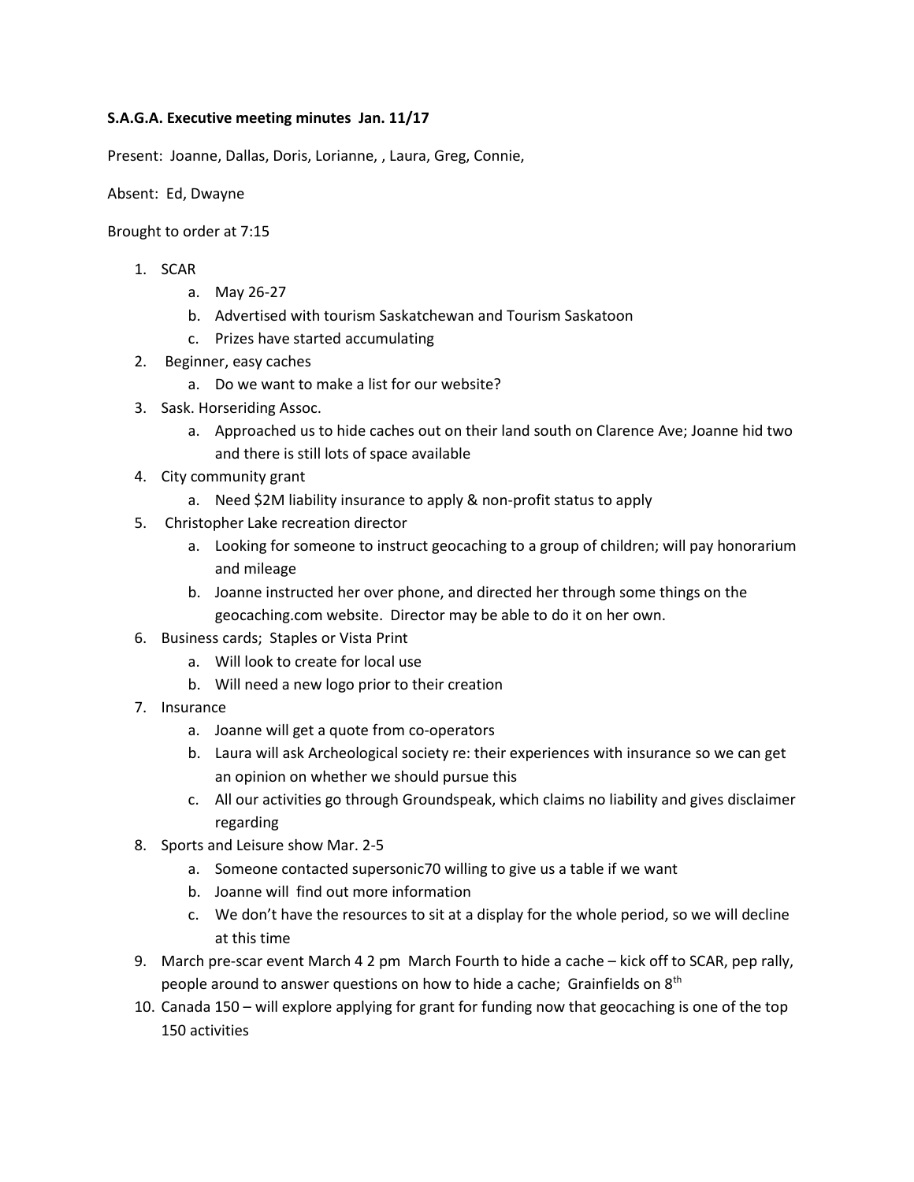**S.A.G.A. Executive meeting minutes Jan. 11/17**

Present: Joanne, Dallas, Doris, Lorianne, , Laura, Greg, Connie,

Absent: Ed, Dwayne

Brought to order at 7:15

1. SCAR
   a. May 26-27
   b. Advertised with tourism Saskatchewan and Tourism Saskatoon
   c. Prizes have started accumulating
2. Beginner, easy caches
   a. Do we want to make a list for our website?
3. Sask. Horseriding Assoc.
   a. Approached us to hide caches out on their land south on Clarence Ave; Joanne hid two and there is still lots of space available
4. City community grant
   a. Need $2M liability insurance to apply & non-profit status to apply
5. Christopher Lake recreation director
   a. Looking for someone to instruct geocaching to a group of children; will pay honorarium and mileage
   b. Joanne instructed her over phone, and directed her through some things on the geocaching.com website. Director may be able to do it on her own.
6. Business cards; Staples or Vista Print
   a. Will look to create for local use
   b. Will need a new logo prior to their creation
7. Insurance
   a. Joanne will get a quote from co-operators
   b. Laura will ask Archeological society re: their experiences with insurance so we can get an opinion on whether we should pursue this
   c. All our activities go through Groundspeak, which claims no liability and gives disclaimer regarding
8. Sports and Leisure show Mar. 2-5
   a. Someone contacted supersonic70 willing to give us a table if we want
   b. Joanne will find out more information
   c. We don't have the resources to sit at a display for the whole period, so we will decline at this time
9. March pre-scar event March 4 2 pm March Fourth to hide a cache – kick off to SCAR, pep rally, people around to answer questions on how to hide a cache; Grainfields on 8th
10. Canada 150 – will explore applying for grant for funding now that geocaching is one of the top 150 activities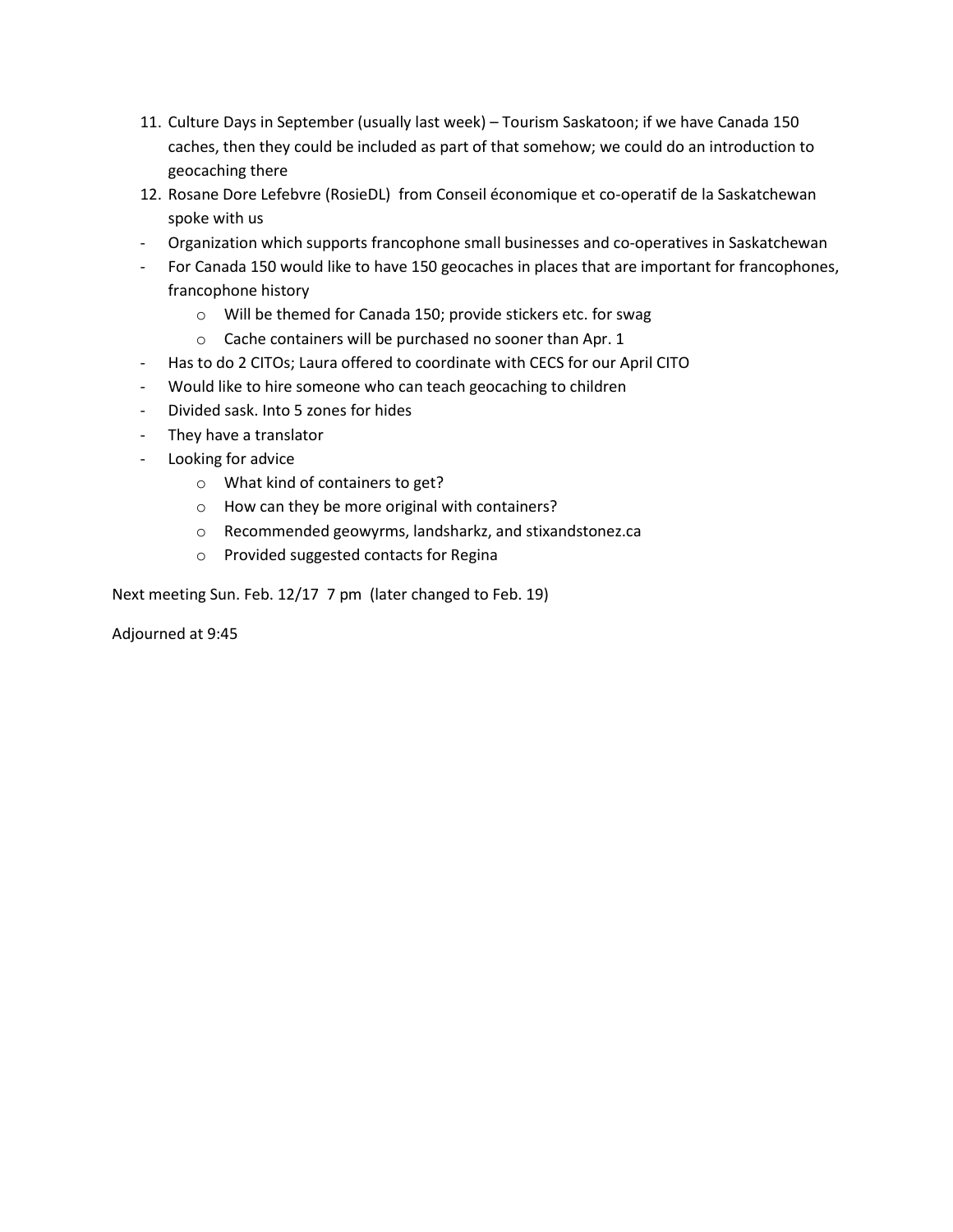11. Culture Days in September (usually last week) – Tourism Saskatoon; if we have Canada 150 caches, then they could be included as part of that somehow; we could do an introduction to geocaching there
12. Rosane Dore Lefebvre (RosieDL) from Conseil économique et co-operatif de la Saskatchewan spoke with us

- Organization which supports francophone small businesses and co-operatives in Saskatchewan
- For Canada 150 would like to have 150 geocaches in places that are important for francophones, francophone history
    - Will be themed for Canada 150; provide stickers etc. for swag
    - Cache containers will be purchased no sooner than Apr. 1
- Has to do 2 CITOs; Laura offered to coordinate with CECS for our April CITO
- Would like to hire someone who can teach geocaching to children
- Divided sask. Into 5 zones for hides
- They have a translator
- Looking for advice
    - What kind of containers to get?
    - How can they be more original with containers?
    - Recommended geowyrms, landsharkz, and stixandstonez.ca
    - Provided suggested contacts for Regina

Next meeting Sun. Feb. 12/17 7 pm (later changed to Feb. 19)

Adjourned at 9:45